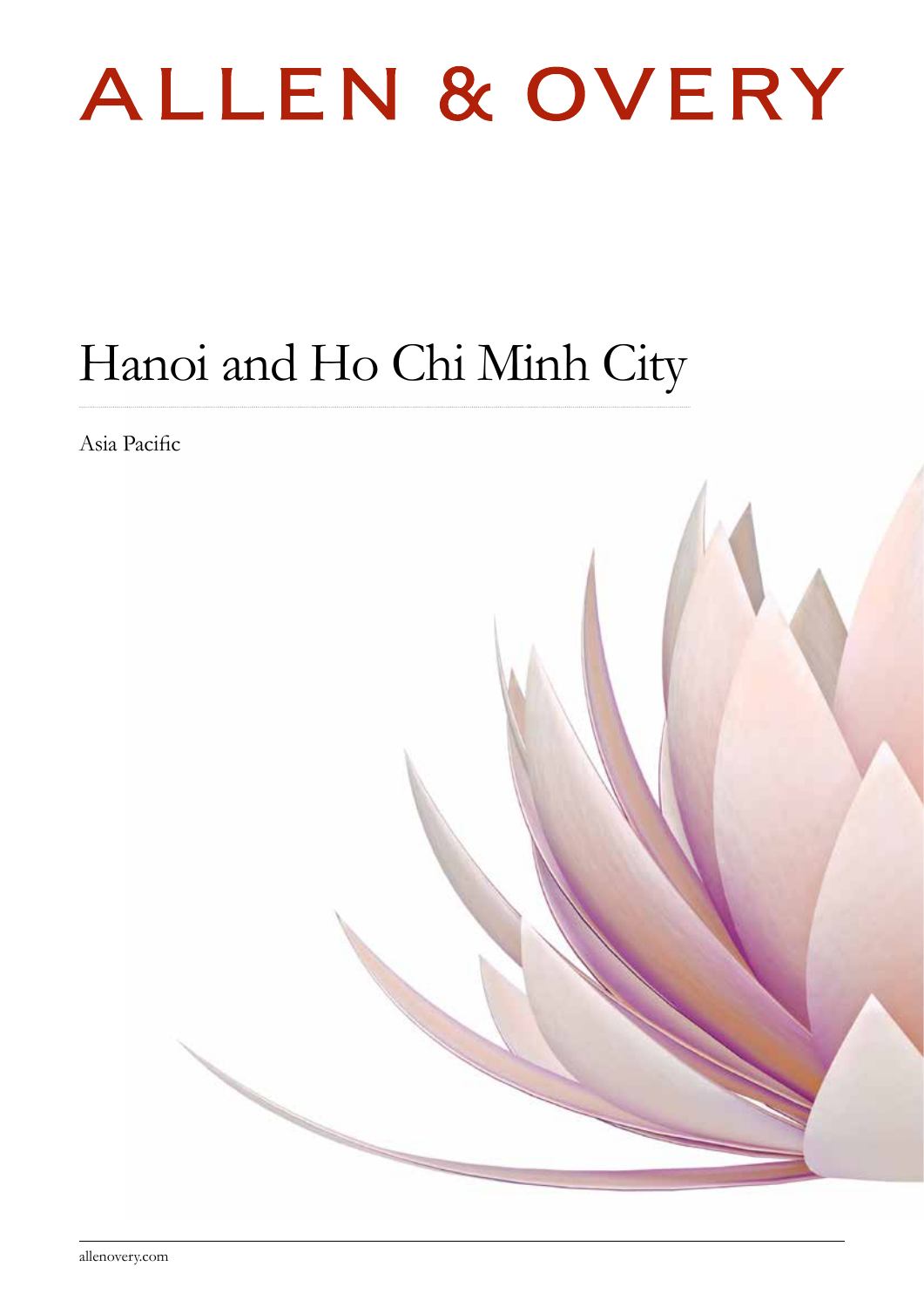# ALLEN & OVERY

## Hanoi and Ho Chi Minh City

Asia Pacific

allenovery.com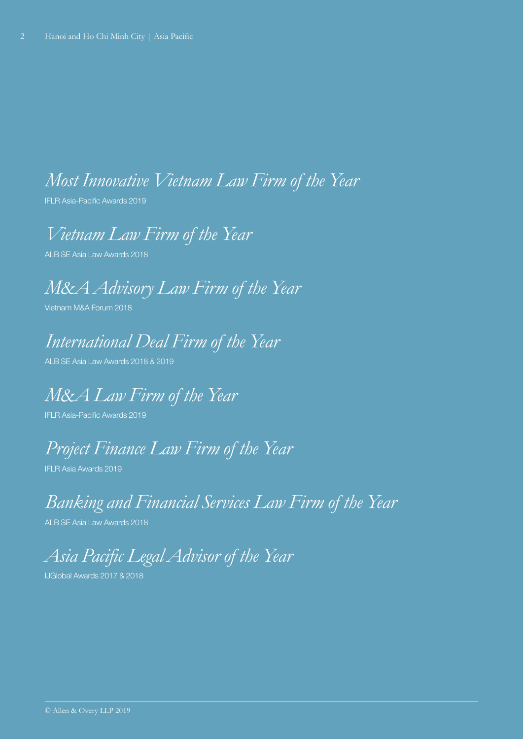*Most Innovative Vietnam Law Firm of the Year*

IFLR Asia-Pacific Awards 2019

*Vietnam Law Firm of the Year*

ALB SE Asia Law Awards 2018

*M&A Advisory Law Firm of the Year*

Vietnam M&A Forum 2018

*International Deal Firm of the Year*

ALB SE Asia Law Awards 2018 & 2019

*M&A Law Firm of the Year*

IFLR Asia-Pacific Awards 2019

*Project Finance Law Firm of the Year*

IFLR Asia Awards 2019

*Banking and Financial Services Law Firm of the Year*

ALB SE Asia Law Awards 2018

*Asia Pacific Legal Advisor of the Year*

IJGlobal Awards 2017 & 2018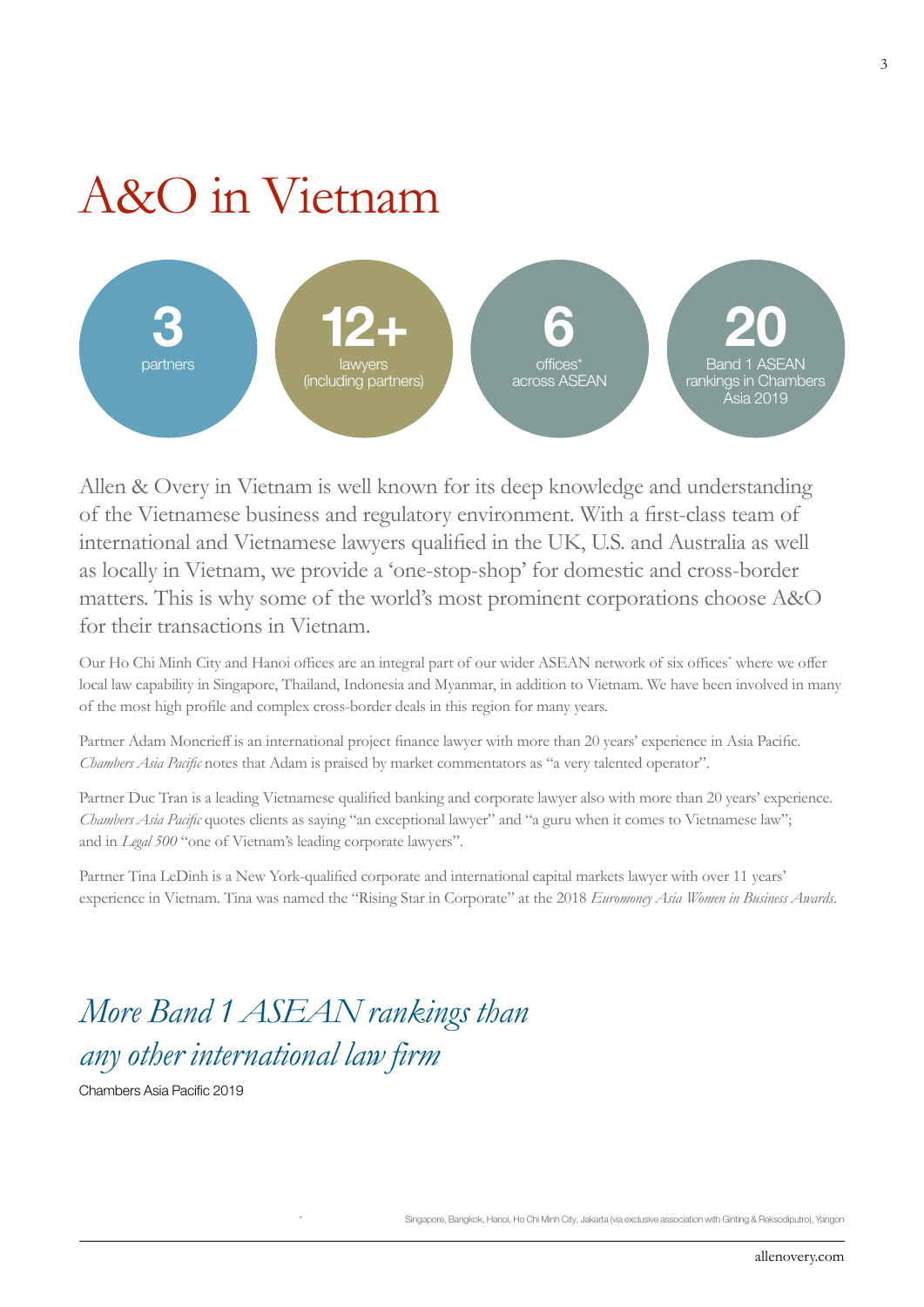# A&O in Vietnam

**3**
partners

**12+**
lawyers
(including partners)

**6**
offices*
across ASEAN

**20**
Band 1 ASEAN
rankings in Chambers
Asia 2019

Allen & Overy in Vietnam is well known for its deep knowledge and understanding of the Vietnamese business and regulatory environment. With a first-class team of international and Vietnamese lawyers qualified in the UK, U.S. and Australia as well as locally in Vietnam, we provide a 'one-stop-shop' for domestic and cross-border matters. This is why some of the world's most prominent corporations choose A&O for their transactions in Vietnam.

Our Ho Chi Minh City and Hanoi offices are an integral part of our wider ASEAN network of six offices* where we offer local law capability in Singapore, Thailand, Indonesia and Myanmar, in addition to Vietnam. We have been involved in many of the most high profile and complex cross-border deals in this region for many years.

Partner Adam Moncrieff is an international project finance lawyer with more than 20 years' experience in Asia Pacific. *Chambers Asia Pacific* notes that Adam is praised by market commentators as "a very talented operator".

Partner Duc Tran is a leading Vietnamese qualified banking and corporate lawyer also with more than 20 years' experience. *Chambers Asia Pacific* quotes clients as saying "an exceptional lawyer" and "a guru when it comes to Vietnamese law"; and in *Legal 500* "one of Vietnam's leading corporate lawyers".

Partner Tina LeDinh is a New York-qualified corporate and international capital markets lawyer with over 11 years' experience in Vietnam. Tina was named the "Rising Star in Corporate" at the 2018 *Euromoney Asia Women in Business Awards*.

## *More Band 1 ASEAN rankings than any other international law firm*

Chambers Asia Pacific 2019

* Singapore, Bangkok, Hanoi, Ho Chi Minh City, Jakarta (via exclusive association with Ginting & Reksodiputro), Yangon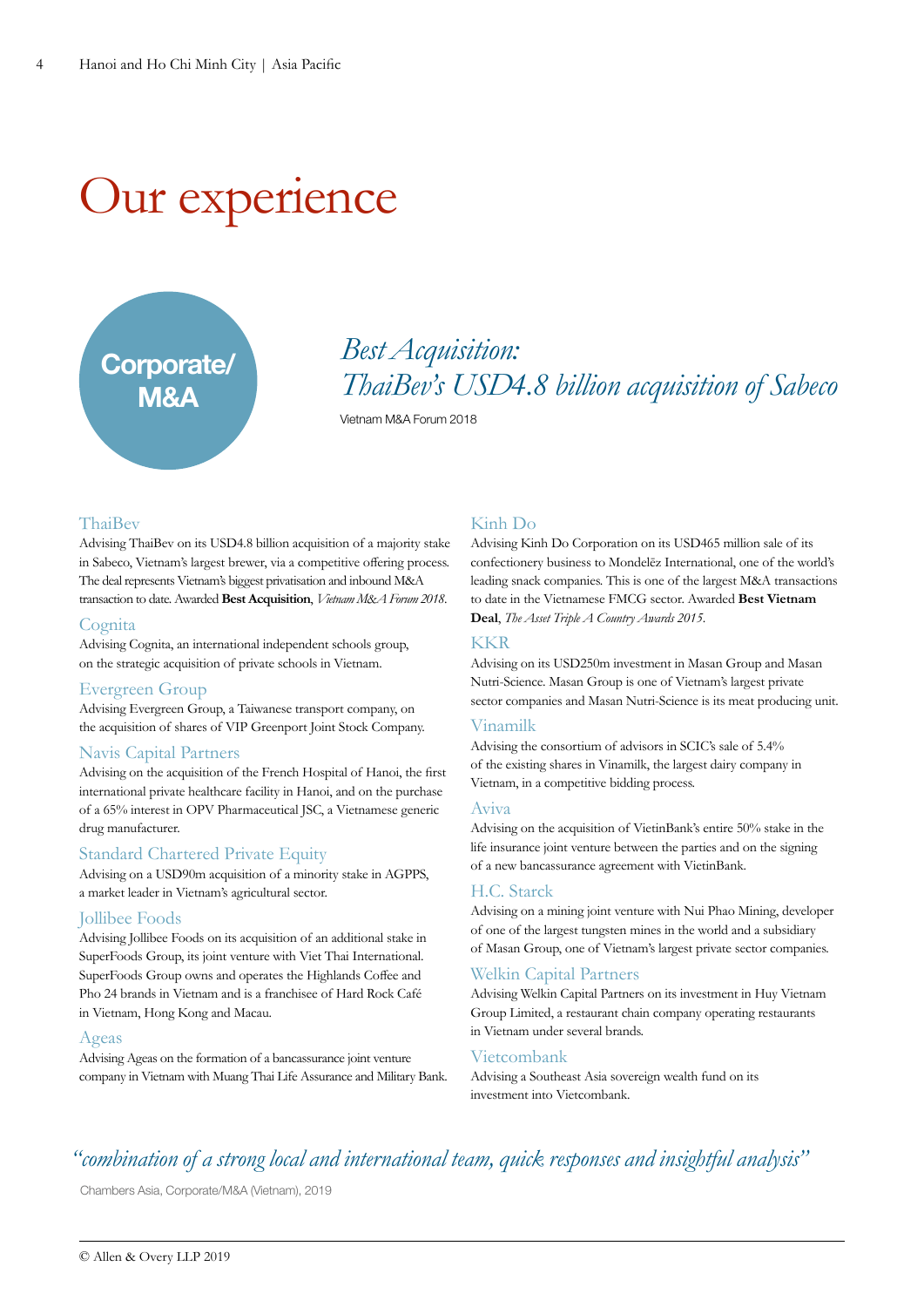# Our experience

**Corporate/ M&A**

*Best Acquisition: ThaiBev's USD4.8 billion acquisition of Sabeco*

Vietnam M&A Forum 2018

### ThaiBev

Advising ThaiBev on its USD4.8 billion acquisition of a majority stake in Sabeco, Vietnam's largest brewer, via a competitive offering process. The deal represents Vietnam's biggest privatisation and inbound M&A transaction to date. Awarded **Best Acquisition**, *Vietnam M&A Forum 2018*.

### Cognita

Advising Cognita, an international independent schools group, on the strategic acquisition of private schools in Vietnam.

### Evergreen Group

Advising Evergreen Group, a Taiwanese transport company, on the acquisition of shares of VIP Greenport Joint Stock Company.

### Navis Capital Partners

Advising on the acquisition of the French Hospital of Hanoi, the first international private healthcare facility in Hanoi, and on the purchase of a 65% interest in OPV Pharmaceutical JSC, a Vietnamese generic drug manufacturer.

### Standard Chartered Private Equity

Advising on a USD90m acquisition of a minority stake in AGPPS, a market leader in Vietnam's agricultural sector.

### Jollibee Foods

Advising Jollibee Foods on its acquisition of an additional stake in SuperFoods Group, its joint venture with Viet Thai International. SuperFoods Group owns and operates the Highlands Coffee and Pho 24 brands in Vietnam and is a franchisee of Hard Rock Café in Vietnam, Hong Kong and Macau.

### Ageas

Advising Ageas on the formation of a bancassurance joint venture company in Vietnam with Muang Thai Life Assurance and Military Bank.

### Kinh Do

Advising Kinh Do Corporation on its USD465 million sale of its confectionery business to Mondelēz International, one of the world's leading snack companies. This is one of the largest M&A transactions to date in the Vietnamese FMCG sector. Awarded **Best Vietnam Deal**, *The Asset Triple A Country Awards 2015*.

### KKR

Advising on its USD250m investment in Masan Group and Masan Nutri-Science. Masan Group is one of Vietnam's largest private sector companies and Masan Nutri-Science is its meat producing unit.

### Vinamilk

Advising the consortium of advisors in SCIC's sale of 5.4% of the existing shares in Vinamilk, the largest dairy company in Vietnam, in a competitive bidding process.

### Aviva

Advising on the acquisition of VietinBank's entire 50% stake in the life insurance joint venture between the parties and on the signing of a new bancassurance agreement with VietinBank.

### H.C. Starck

Advising on a mining joint venture with Nui Phao Mining, developer of one of the largest tungsten mines in the world and a subsidiary of Masan Group, one of Vietnam's largest private sector companies.

### Welkin Capital Partners

Advising Welkin Capital Partners on its investment in Huy Vietnam Group Limited, a restaurant chain company operating restaurants in Vietnam under several brands.

### Vietcombank

Advising a Southeast Asia sovereign wealth fund on its investment into Vietcombank.

*"combination of a strong local and international team, quick responses and insightful analysis"*

Chambers Asia, Corporate/M&A (Vietnam), 2019

© Allen & Overy LLP 2019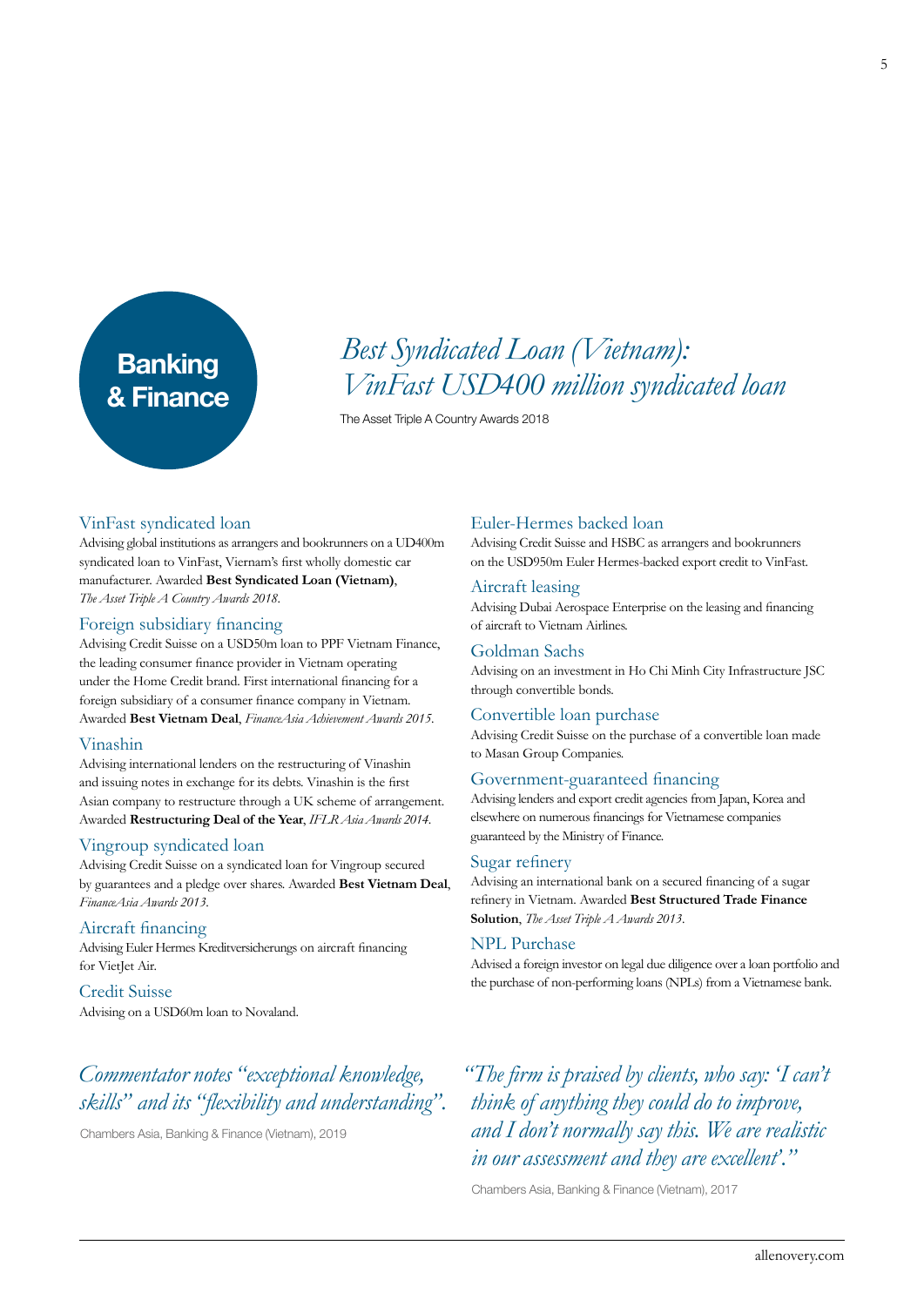# Banking & Finance

*Best Syndicated Loan (Vietnam): VinFast USD400 million syndicated loan*

The Asset Triple A Country Awards 2018

### VinFast syndicated loan

Advising global institutions as arrangers and bookrunners on a UD400m syndicated loan to VinFast, Viernam's first wholly domestic car manufacturer. Awarded **Best Syndicated Loan (Vietnam)**, *The Asset Triple A Country Awards 2018*.

### Foreign subsidiary financing

Advising Credit Suisse on a USD50m loan to PPF Vietnam Finance, the leading consumer finance provider in Vietnam operating under the Home Credit brand. First international financing for a foreign subsidiary of a consumer finance company in Vietnam. Awarded **Best Vietnam Deal**, *FinanceAsia Achievement Awards 2015*.

### Vinashin

Advising international lenders on the restructuring of Vinashin and issuing notes in exchange for its debts. Vinashin is the first Asian company to restructure through a UK scheme of arrangement. Awarded **Restructuring Deal of the Year**, *IFLR Asia Awards 2014*.

### Vingroup syndicated loan

Advising Credit Suisse on a syndicated loan for Vingroup secured by guarantees and a pledge over shares. Awarded **Best Vietnam Deal**, *FinanceAsia Awards 2013*.

### Aircraft financing

Advising Euler Hermes Kreditversicherungs on aircraft financing for VietJet Air.

### Credit Suisse

Advising on a USD60m loan to Novaland.

### Euler-Hermes backed loan

Advising Credit Suisse and HSBC as arrangers and bookrunners on the USD950m Euler Hermes-backed export credit to VinFast.

### Aircraft leasing

Advising Dubai Aerospace Enterprise on the leasing and financing of aircraft to Vietnam Airlines.

### Goldman Sachs

Advising on an investment in Ho Chi Minh City Infrastructure JSC through convertible bonds.

### Convertible loan purchase

Advising Credit Suisse on the purchase of a convertible loan made to Masan Group Companies.

### Government-guaranteed financing

Advising lenders and export credit agencies from Japan, Korea and elsewhere on numerous financings for Vietnamese companies guaranteed by the Ministry of Finance.

### Sugar refinery

Advising an international bank on a secured financing of a sugar refinery in Vietnam. Awarded **Best Structured Trade Finance Solution**, *The Asset Triple A Awards 2013*.

### NPL Purchase

Advised a foreign investor on legal due diligence over a loan portfolio and the purchase of non-performing loans (NPLs) from a Vietnamese bank.

*Commentator notes "exceptional knowledge, skills" and its "flexibility and understanding".*

Chambers Asia, Banking & Finance (Vietnam), 2019

*"The firm is praised by clients, who say: 'I can't think of anything they could do to improve, and I don't normally say this. We are realistic in our assessment and they are excellent'."*

Chambers Asia, Banking & Finance (Vietnam), 2017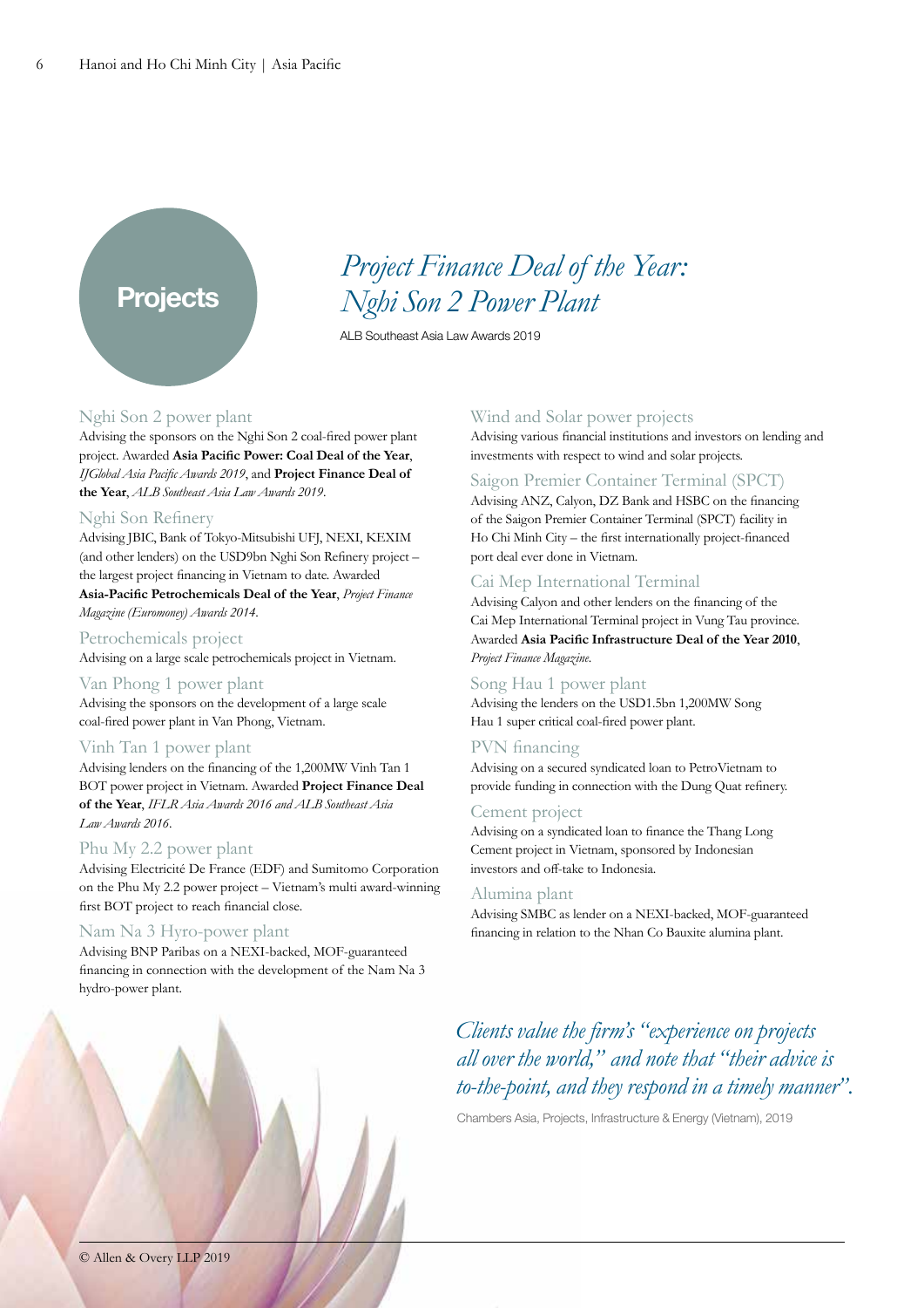# Projects

## *Project Finance Deal of the Year: Nghi Son 2 Power Plant*

ALB Southeast Asia Law Awards 2019

### Nghi Son 2 power plant

Advising the sponsors on the Nghi Son 2 coal-fired power plant project. Awarded **Asia Pacific Power: Coal Deal of the Year**, *IJGlobal Asia Pacific Awards 2019*, and **Project Finance Deal of the Year**, *ALB Southeast Asia Law Awards 2019*.

### Nghi Son Refinery

Advising JBIC, Bank of Tokyo-Mitsubishi UFJ, NEXI, KEXIM (and other lenders) on the USD9bn Nghi Son Refinery project – the largest project financing in Vietnam to date. Awarded **Asia-Pacific Petrochemicals Deal of the Year**, *Project Finance Magazine (Euromoney) Awards 2014*.

### Petrochemicals project

Advising on a large scale petrochemicals project in Vietnam.

### Van Phong 1 power plant

Advising the sponsors on the development of a large scale coal-fired power plant in Van Phong, Vietnam.

### Vinh Tan 1 power plant

Advising lenders on the financing of the 1,200MW Vinh Tan 1 BOT power project in Vietnam. Awarded **Project Finance Deal of the Year**, *IFLR Asia Awards 2016 and ALB Southeast Asia Law Awards 2016*.

### Phu My 2.2 power plant

Advising Electricité De France (EDF) and Sumitomo Corporation on the Phu My 2.2 power project – Vietnam's multi award-winning first BOT project to reach financial close.

### Nam Na 3 Hyro-power plant

Advising BNP Paribas on a NEXI-backed, MOF-guaranteed financing in connection with the development of the Nam Na 3 hydro-power plant.

### Wind and Solar power projects

Advising various financial institutions and investors on lending and investments with respect to wind and solar projects.

### Saigon Premier Container Terminal (SPCT)

Advising ANZ, Calyon, DZ Bank and HSBC on the financing of the Saigon Premier Container Terminal (SPCT) facility in Ho Chi Minh City – the first internationally project-financed port deal ever done in Vietnam.

### Cai Mep International Terminal

Advising Calyon and other lenders on the financing of the Cai Mep International Terminal project in Vung Tau province. Awarded **Asia Pacific Infrastructure Deal of the Year 2010**, *Project Finance Magazine*.

### Song Hau 1 power plant

Advising the lenders on the USD1.5bn 1,200MW Song Hau 1 super critical coal-fired power plant.

### PVN financing

Advising on a secured syndicated loan to PetroVietnam to provide funding in connection with the Dung Quat refinery.

### Cement project

Advising on a syndicated loan to finance the Thang Long Cement project in Vietnam, sponsored by Indonesian investors and off-take to Indonesia.

### Alumina plant

Advising SMBC as lender on a NEXI-backed, MOF-guaranteed financing in relation to the Nhan Co Bauxite alumina plant.

*Clients value the firm's "experience on projects all over the world," and note that "their advice is to-the-point, and they respond in a timely manner".*

Chambers Asia, Projects, Infrastructure & Energy (Vietnam), 2019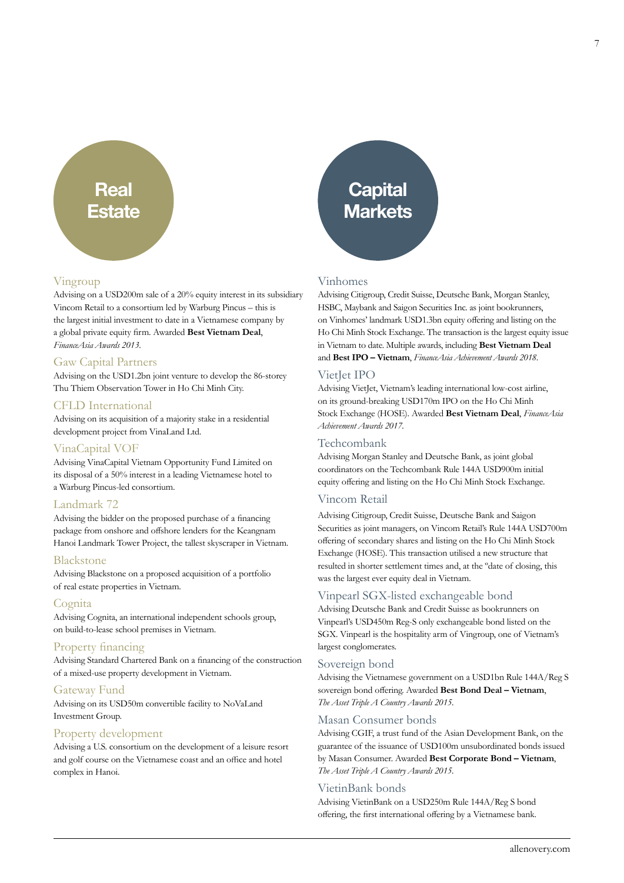# Real Estate

### Vingroup

Advising on a USD200m sale of a 20% equity interest in its subsidiary Vincom Retail to a consortium led by Warburg Pincus – this is the largest initial investment to date in a Vietnamese company by a global private equity firm. Awarded **Best Vietnam Deal**, *FinanceAsia Awards 2013*.

### Gaw Capital Partners

Advising on the USD1.2bn joint venture to develop the 86-storey Thu Thiem Observation Tower in Ho Chi Minh City.

### CFLD International

Advising on its acquisition of a majority stake in a residential development project from VinaLand Ltd.

### VinaCapital VOF

Advising VinaCapital Vietnam Opportunity Fund Limited on its disposal of a 50% interest in a leading Vietnamese hotel to a Warburg Pincus-led consortium.

### Landmark 72

Advising the bidder on the proposed purchase of a financing package from onshore and offshore lenders for the Keangnam Hanoi Landmark Tower Project, the tallest skyscraper in Vietnam.

### Blackstone

Advising Blackstone on a proposed acquisition of a portfolio of real estate properties in Vietnam.

### Cognita

Advising Cognita, an international independent schools group, on build-to-lease school premises in Vietnam.

### Property financing

Advising Standard Chartered Bank on a financing of the construction of a mixed-use property development in Vietnam.

### Gateway Fund

Advising on its USD50m convertible facility to NoVaLand Investment Group.

### Property development

Advising a U.S. consortium on the development of a leisure resort and golf course on the Vietnamese coast and an office and hotel complex in Hanoi.

# Capital Markets

### Vinhomes

Advising Citigroup, Credit Suisse, Deutsche Bank, Morgan Stanley, HSBC, Maybank and Saigon Securities Inc. as joint bookrunners, on Vinhomes' landmark USD1.3bn equity offering and listing on the Ho Chi Minh Stock Exchange. The transaction is the largest equity issue in Vietnam to date. Multiple awards, including **Best Vietnam Deal** and **Best IPO – Vietnam**, *FinanceAsia Achievement Awards 2018*.

### VietJet IPO

Advising VietJet, Vietnam's leading international low-cost airline, on its ground-breaking USD170m IPO on the Ho Chi Minh Stock Exchange (HOSE). Awarded **Best Vietnam Deal**, *FinanceAsia Achievement Awards 2017*.

### Techcombank

Advising Morgan Stanley and Deutsche Bank, as joint global coordinators on the Techcombank Rule 144A USD900m initial equity offering and listing on the Ho Chi Minh Stock Exchange.

### Vincom Retail

Advising Citigroup, Credit Suisse, Deutsche Bank and Saigon Securities as joint managers, on Vincom Retail's Rule 144A USD700m offering of secondary shares and listing on the Ho Chi Minh Stock Exchange (HOSE). This transaction utilised a new structure that resulted in shorter settlement times and, at the "date of closing, this was the largest ever equity deal in Vietnam.

### Vinpearl SGX-listed exchangeable bond

Advising Deutsche Bank and Credit Suisse as bookrunners on Vinpearl's USD450m Reg-S only exchangeable bond listed on the SGX. Vinpearl is the hospitality arm of Vingroup, one of Vietnam's largest conglomerates.

### Sovereign bond

Advising the Vietnamese government on a USD1bn Rule 144A/Reg S sovereign bond offering. Awarded **Best Bond Deal – Vietnam**, *The Asset Triple A Country Awards 2015*.

### Masan Consumer bonds

Advising CGIF, a trust fund of the Asian Development Bank, on the guarantee of the issuance of USD100m unsubordinated bonds issued by Masan Consumer. Awarded **Best Corporate Bond – Vietnam**, *The Asset Triple A Country Awards 2015*.

### VietinBank bonds

Advising VietinBank on a USD250m Rule 144A/Reg S bond offering, the first international offering by a Vietnamese bank.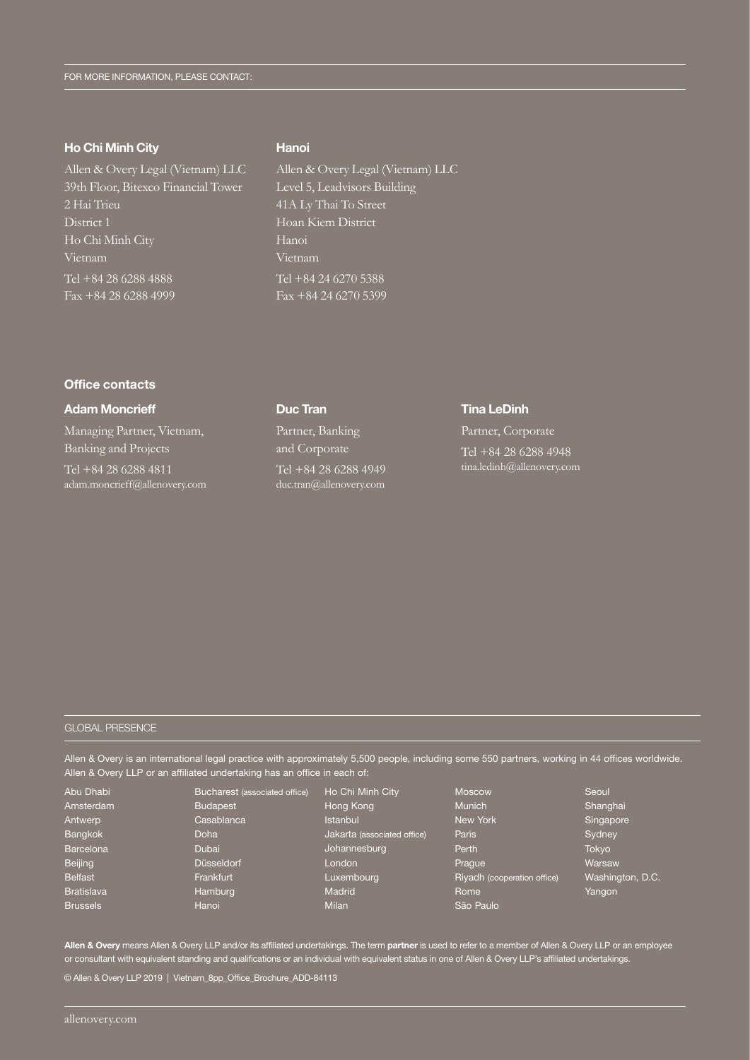FOR MORE INFORMATION, PLEASE CONTACT:

### Ho Chi Minh City

Allen & Overy Legal (Vietnam) LLC
39th Floor, Bitexco Financial Tower
2 Hai Trieu
District 1
Ho Chi Minh City
Vietnam

Tel +84 28 6288 4888
Fax +84 28 6288 4999

### Hanoi

Allen & Overy Legal (Vietnam) LLC
Level 5, Leadvisors Building
41A Ly Thai To Street
Hoan Kiem District
Hanoi
Vietnam

Tel +84 24 6270 5388
Fax +84 24 6270 5399

## Office contacts

### Adam Moncrieff

Managing Partner, Vietnam, Banking and Projects

Tel +84 28 6288 4811
adam.moncrieff@allenovery.com

### Duc Tran

Partner, Banking and Corporate

Tel +84 28 6288 4949
duc.tran@allenovery.com

### Tina LeDinh

Partner, Corporate

Tel +84 28 6288 4948
tina.ledinh@allenovery.com

GLOBAL PRESENCE

Allen & Overy is an international legal practice with approximately 5,500 people, including some 550 partners, working in 44 offices worldwide. Allen & Overy LLP or an affiliated undertaking has an office in each of:

Abu Dhabi
Amsterdam
Antwerp
Bangkok
Barcelona
Beijing
Belfast
Bratislava
Brussels
Bucharest (associated office)
Budapest
Casablanca
Doha
Dubai
Düsseldorf
Frankfurt
Hamburg
Hanoi
Ho Chi Minh City
Hong Kong
Istanbul
Jakarta (associated office)
Johannesburg
London
Luxembourg
Madrid
Milan
Moscow
Munich
New York
Paris
Perth
Prague
Riyadh (cooperation office)
Rome
São Paulo
Seoul
Shanghai
Singapore
Sydney
Tokyo
Warsaw
Washington, D.C.
Yangon

**Allen & Overy** means Allen & Overy LLP and/or its affiliated undertakings. The term **partner** is used to refer to a member of Allen & Overy LLP or an employee or consultant with equivalent standing and qualifications or an individual with equivalent status in one of Allen & Overy LLP's affiliated undertakings.

© Allen & Overy LLP 2019 | Vietnam_8pp_Office_Brochure_ADD-84113

allenovery.com